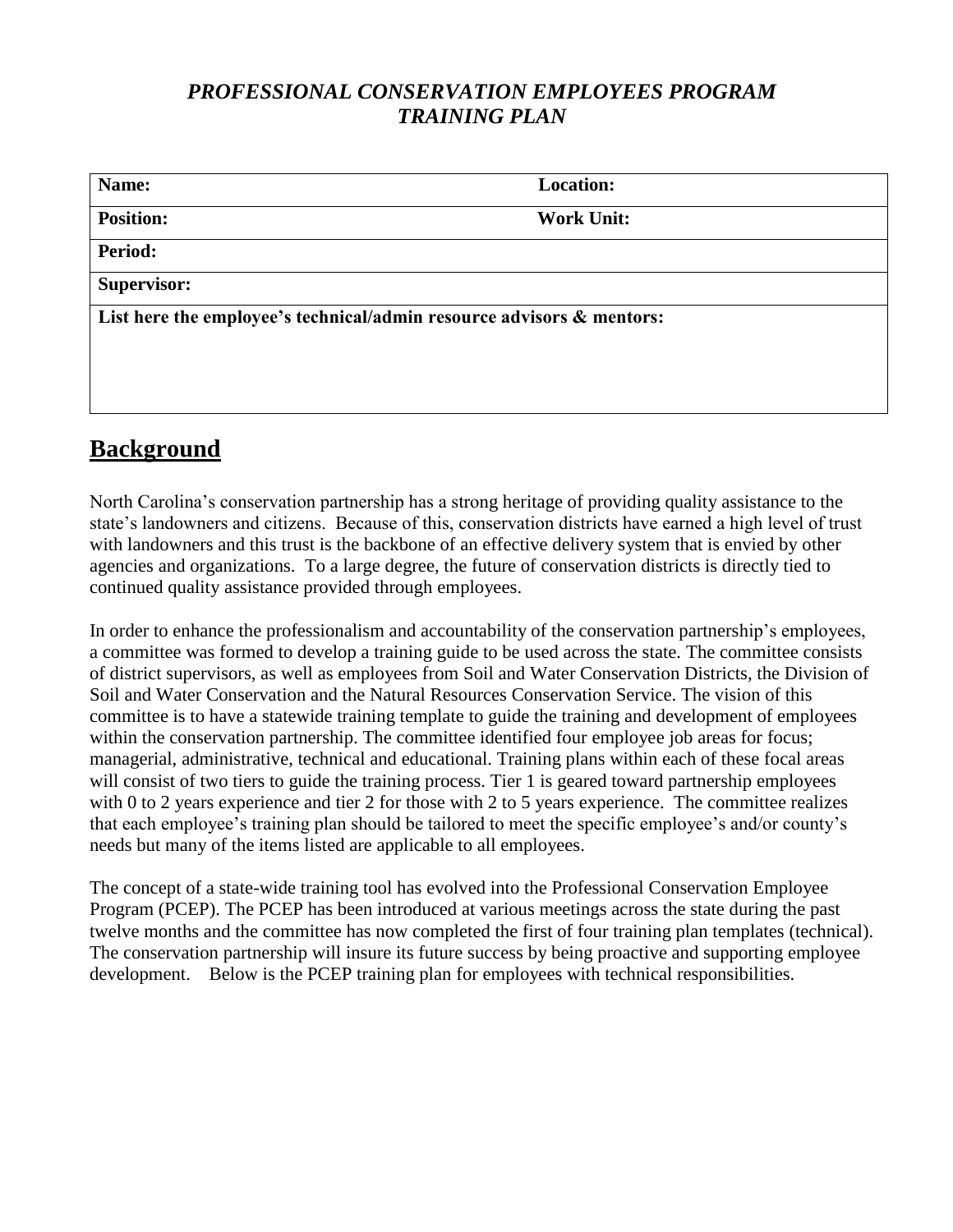***PROFESSIONAL CONSERVATION EMPLOYEES PROGRAM***
***TRAINING PLAN***

| **Name:** | **Location:** |
|---|---|
| **Position:** | **Work Unit:** |
| **Period:** | |
| **Supervisor:** | |
| **List here the employee's technical/admin resource advisors & mentors:** | |

## Background

North Carolina's conservation partnership has a strong heritage of providing quality assistance to the state's landowners and citizens. Because of this, conservation districts have earned a high level of trust with landowners and this trust is the backbone of an effective delivery system that is envied by other agencies and organizations. To a large degree, the future of conservation districts is directly tied to continued quality assistance provided through employees.

In order to enhance the professionalism and accountability of the conservation partnership's employees, a committee was formed to develop a training guide to be used across the state. The committee consists of district supervisors, as well as employees from Soil and Water Conservation Districts, the Division of Soil and Water Conservation and the Natural Resources Conservation Service. The vision of this committee is to have a statewide training template to guide the training and development of employees within the conservation partnership. The committee identified four employee job areas for focus; managerial, administrative, technical and educational. Training plans within each of these focal areas will consist of two tiers to guide the training process. Tier 1 is geared toward partnership employees with 0 to 2 years experience and tier 2 for those with 2 to 5 years experience. The committee realizes that each employee's training plan should be tailored to meet the specific employee's and/or county's needs but many of the items listed are applicable to all employees.

The concept of a state-wide training tool has evolved into the Professional Conservation Employee Program (PCEP). The PCEP has been introduced at various meetings across the state during the past twelve months and the committee has now completed the first of four training plan templates (technical). The conservation partnership will insure its future success by being proactive and supporting employee development. Below is the PCEP training plan for employees with technical responsibilities.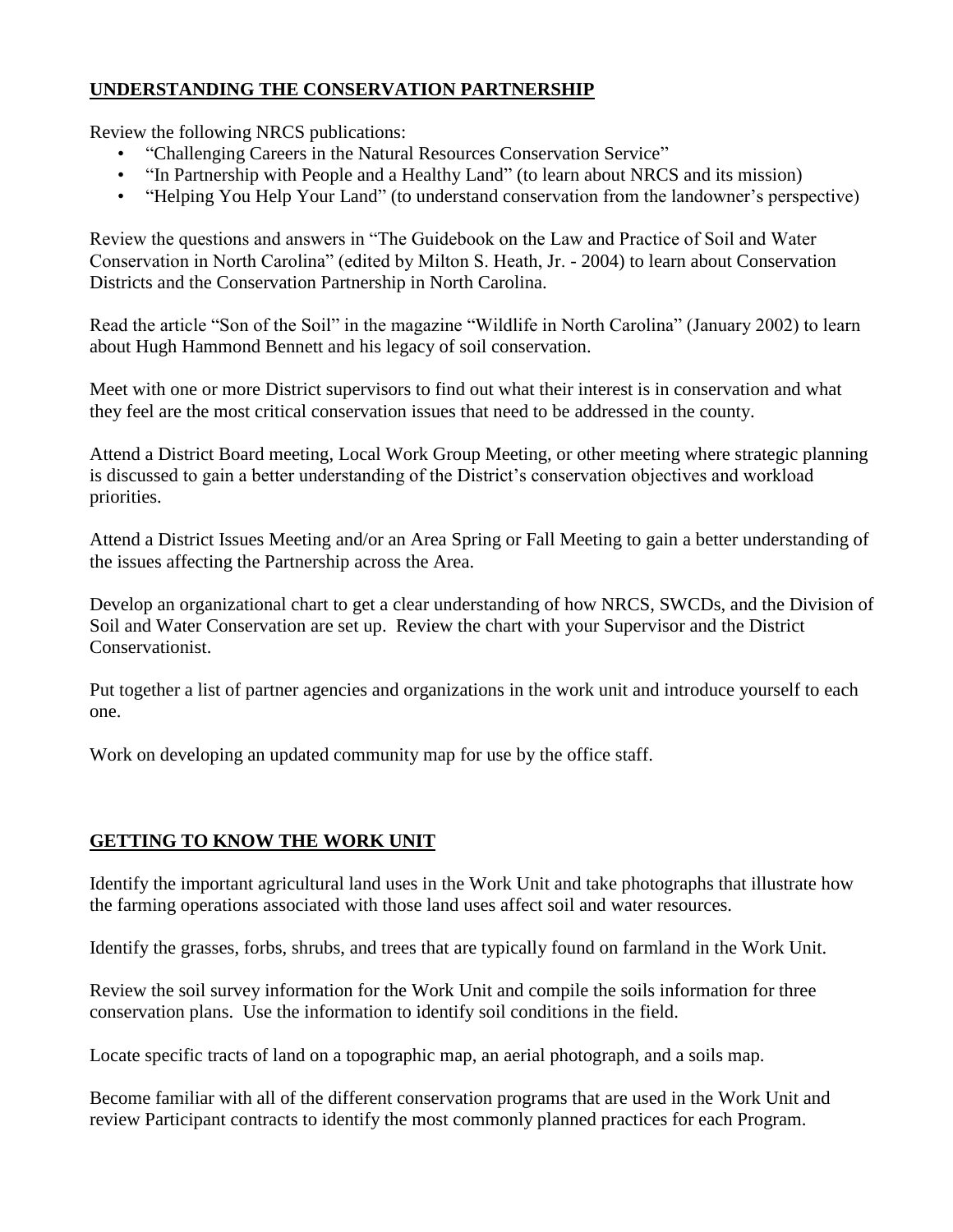## UNDERSTANDING THE CONSERVATION PARTNERSHIP

Review the following NRCS publications:

- "Challenging Careers in the Natural Resources Conservation Service"
- "In Partnership with People and a Healthy Land" (to learn about NRCS and its mission)
- "Helping You Help Your Land" (to understand conservation from the landowner's perspective)

Review the questions and answers in "The Guidebook on the Law and Practice of Soil and Water Conservation in North Carolina" (edited by Milton S. Heath, Jr. - 2004) to learn about Conservation Districts and the Conservation Partnership in North Carolina.

Read the article "Son of the Soil" in the magazine "Wildlife in North Carolina" (January 2002) to learn about Hugh Hammond Bennett and his legacy of soil conservation.

Meet with one or more District supervisors to find out what their interest is in conservation and what they feel are the most critical conservation issues that need to be addressed in the county.

Attend a District Board meeting, Local Work Group Meeting, or other meeting where strategic planning is discussed to gain a better understanding of the District's conservation objectives and workload priorities.

Attend a District Issues Meeting and/or an Area Spring or Fall Meeting to gain a better understanding of the issues affecting the Partnership across the Area.

Develop an organizational chart to get a clear understanding of how NRCS, SWCDs, and the Division of Soil and Water Conservation are set up. Review the chart with your Supervisor and the District Conservationist.

Put together a list of partner agencies and organizations in the work unit and introduce yourself to each one.

Work on developing an updated community map for use by the office staff.

## GETTING TO KNOW THE WORK UNIT

Identify the important agricultural land uses in the Work Unit and take photographs that illustrate how the farming operations associated with those land uses affect soil and water resources.

Identify the grasses, forbs, shrubs, and trees that are typically found on farmland in the Work Unit.

Review the soil survey information for the Work Unit and compile the soils information for three conservation plans. Use the information to identify soil conditions in the field.

Locate specific tracts of land on a topographic map, an aerial photograph, and a soils map.

Become familiar with all of the different conservation programs that are used in the Work Unit and review Participant contracts to identify the most commonly planned practices for each Program.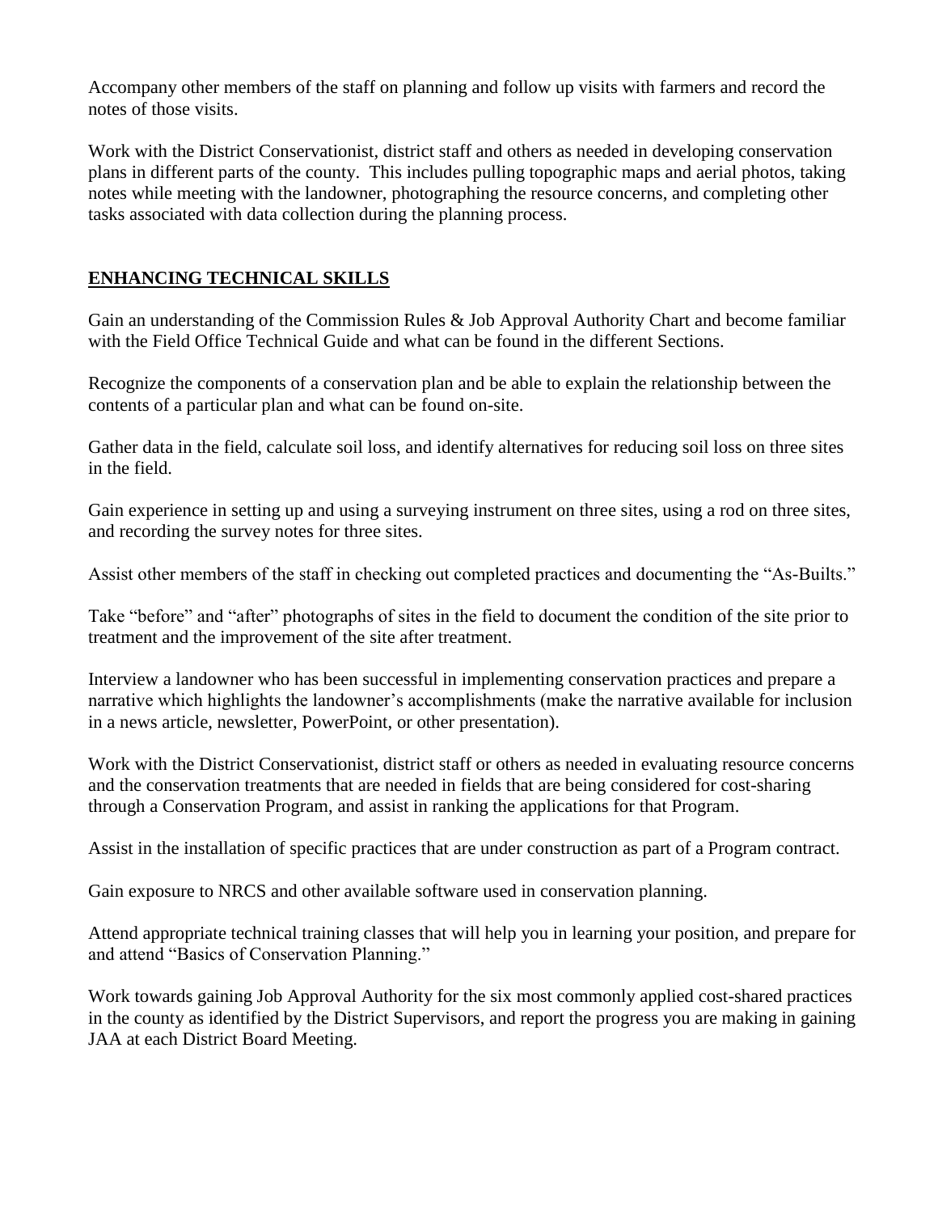Accompany other members of the staff on planning and follow up visits with farmers and record the notes of those visits.

Work with the District Conservationist, district staff and others as needed in developing conservation plans in different parts of the county. This includes pulling topographic maps and aerial photos, taking notes while meeting with the landowner, photographing the resource concerns, and completing other tasks associated with data collection during the planning process.

## ENHANCING TECHNICAL SKILLS

Gain an understanding of the Commission Rules & Job Approval Authority Chart and become familiar with the Field Office Technical Guide and what can be found in the different Sections.

Recognize the components of a conservation plan and be able to explain the relationship between the contents of a particular plan and what can be found on-site.

Gather data in the field, calculate soil loss, and identify alternatives for reducing soil loss on three sites in the field.

Gain experience in setting up and using a surveying instrument on three sites, using a rod on three sites, and recording the survey notes for three sites.

Assist other members of the staff in checking out completed practices and documenting the "As-Builts."

Take "before" and "after" photographs of sites in the field to document the condition of the site prior to treatment and the improvement of the site after treatment.

Interview a landowner who has been successful in implementing conservation practices and prepare a narrative which highlights the landowner's accomplishments (make the narrative available for inclusion in a news article, newsletter, PowerPoint, or other presentation).

Work with the District Conservationist, district staff or others as needed in evaluating resource concerns and the conservation treatments that are needed in fields that are being considered for cost-sharing through a Conservation Program, and assist in ranking the applications for that Program.

Assist in the installation of specific practices that are under construction as part of a Program contract.

Gain exposure to NRCS and other available software used in conservation planning.

Attend appropriate technical training classes that will help you in learning your position, and prepare for and attend "Basics of Conservation Planning."

Work towards gaining Job Approval Authority for the six most commonly applied cost-shared practices in the county as identified by the District Supervisors, and report the progress you are making in gaining JAA at each District Board Meeting.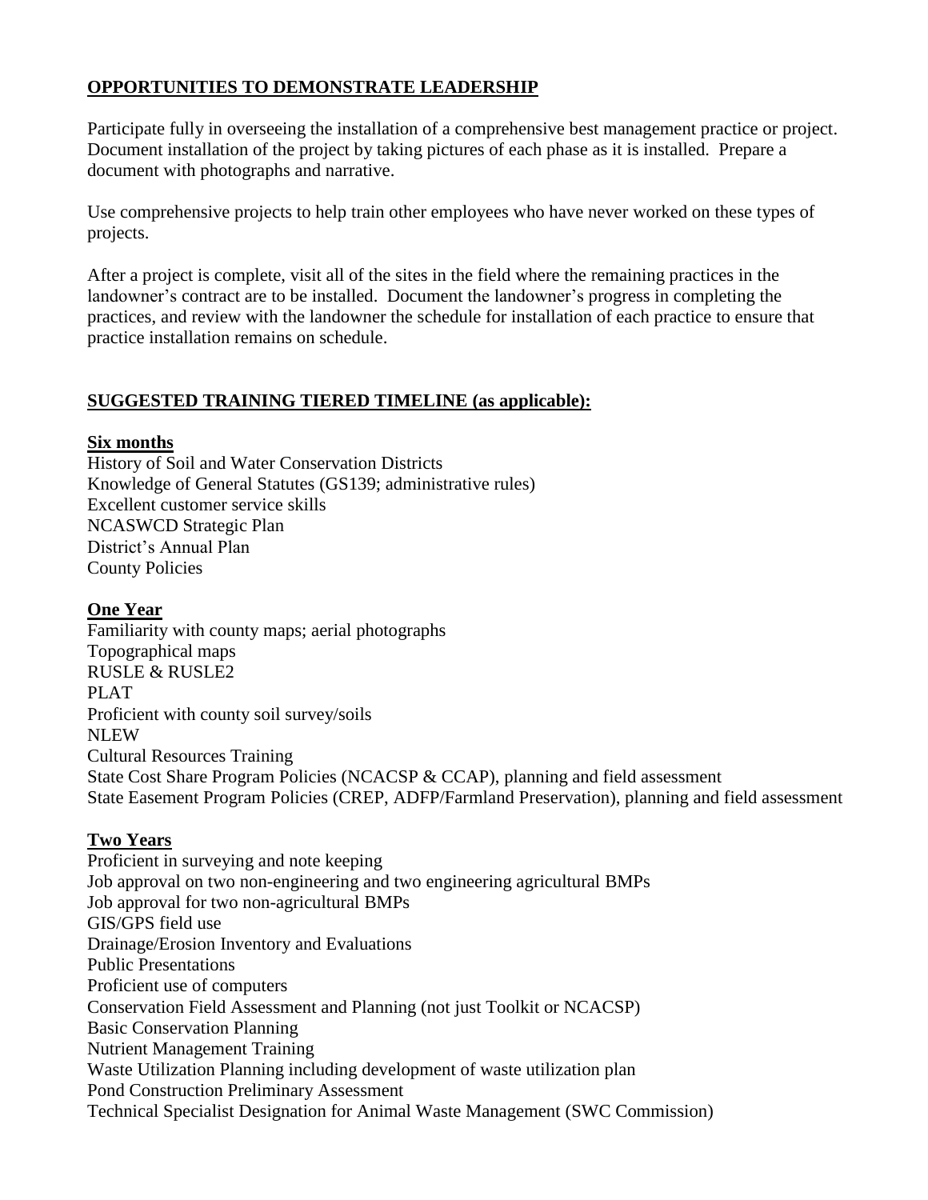## OPPORTUNITIES TO DEMONSTRATE LEADERSHIP

Participate fully in overseeing the installation of a comprehensive best management practice or project. Document installation of the project by taking pictures of each phase as it is installed. Prepare a document with photographs and narrative.

Use comprehensive projects to help train other employees who have never worked on these types of projects.

After a project is complete, visit all of the sites in the field where the remaining practices in the landowner's contract are to be installed. Document the landowner's progress in completing the practices, and review with the landowner the schedule for installation of each practice to ensure that practice installation remains on schedule.

## SUGGESTED TRAINING TIERED TIMELINE (as applicable):

### Six months

History of Soil and Water Conservation Districts
Knowledge of General Statutes (GS139; administrative rules)
Excellent customer service skills
NCASWCD Strategic Plan
District's Annual Plan
County Policies

### One Year

Familiarity with county maps; aerial photographs
Topographical maps
RUSLE & RUSLE2
PLAT
Proficient with county soil survey/soils
NLEW
Cultural Resources Training
State Cost Share Program Policies (NCACSP & CCAP), planning and field assessment
State Easement Program Policies (CREP, ADFP/Farmland Preservation), planning and field assessment

### Two Years

Proficient in surveying and note keeping
Job approval on two non-engineering and two engineering agricultural BMPs
Job approval for two non-agricultural BMPs
GIS/GPS field use
Drainage/Erosion Inventory and Evaluations
Public Presentations
Proficient use of computers
Conservation Field Assessment and Planning (not just Toolkit or NCACSP)
Basic Conservation Planning
Nutrient Management Training
Waste Utilization Planning including development of waste utilization plan
Pond Construction Preliminary Assessment
Technical Specialist Designation for Animal Waste Management (SWC Commission)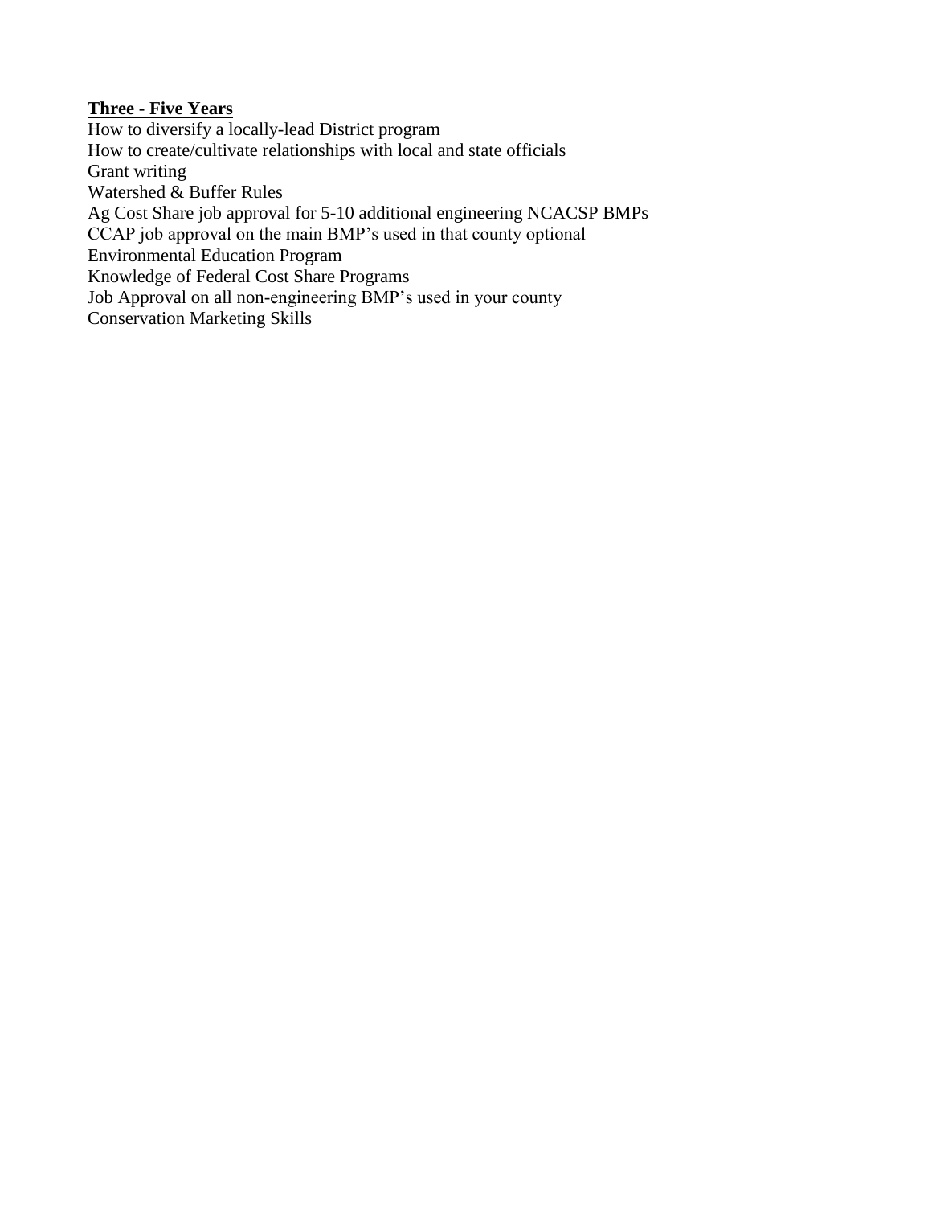**Three - Five Years**

How to diversify a locally-lead District program
How to create/cultivate relationships with local and state officials
Grant writing
Watershed & Buffer Rules
Ag Cost Share job approval for 5-10 additional engineering NCACSP BMPs
CCAP job approval on the main BMP's used in that county optional
Environmental Education Program
Knowledge of Federal Cost Share Programs
Job Approval on all non-engineering BMP's used in your county
Conservation Marketing Skills